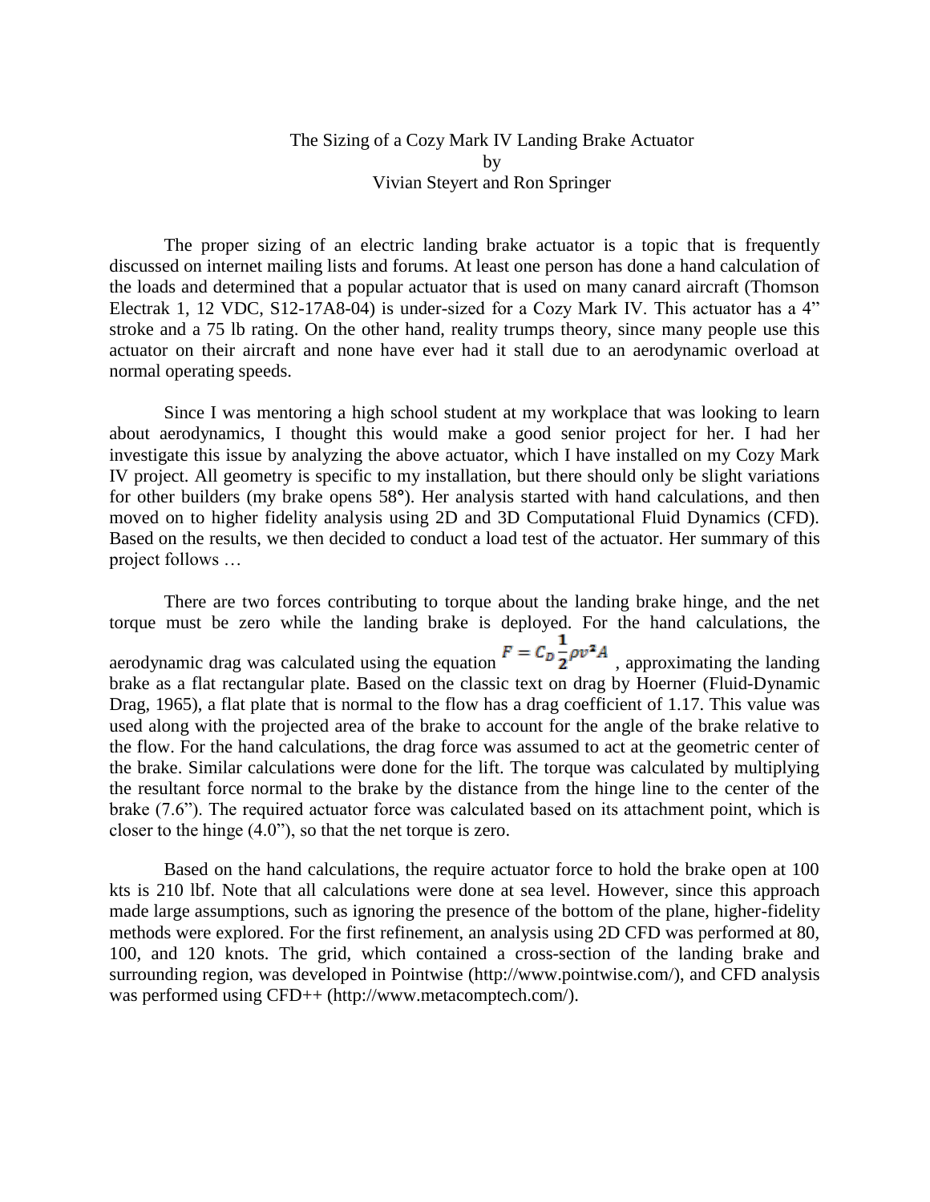# The Sizing of a Cozy Mark IV Landing Brake Actuator

by

Vivian Steyert and Ron Springer

The proper sizing of an electric landing brake actuator is a topic that is frequently discussed on internet mailing lists and forums. At least one person has done a hand calculation of the loads and determined that a popular actuator that is used on many canard aircraft (Thomson Electrak 1, 12 VDC, S12-17A8-04) is under-sized for a Cozy Mark IV. This actuator has a 4" stroke and a 75 lb rating. On the other hand, reality trumps theory, since many people use this actuator on their aircraft and none have ever had it stall due to an aerodynamic overload at normal operating speeds.

Since I was mentoring a high school student at my workplace that was looking to learn about aerodynamics, I thought this would make a good senior project for her. I had her investigate this issue by analyzing the above actuator, which I have installed on my Cozy Mark IV project. All geometry is specific to my installation, but there should only be slight variations for other builders (my brake opens 58°). Her analysis started with hand calculations, and then moved on to higher fidelity analysis using 2D and 3D Computational Fluid Dynamics (CFD). Based on the results, we then decided to conduct a load test of the actuator. Her summary of this project follows …

There are two forces contributing to torque about the landing brake hinge, and the net torque must be zero while the landing brake is deployed. For the hand calculations, the aerodynamic drag was calculated using the equation $F = C_D \frac{1}{2} \rho v^2 A$, approximating the landing brake as a flat rectangular plate. Based on the classic text on drag by Hoerner (Fluid-Dynamic Drag, 1965), a flat plate that is normal to the flow has a drag coefficient of 1.17. This value was used along with the projected area of the brake to account for the angle of the brake relative to the flow. For the hand calculations, the drag force was assumed to act at the geometric center of the brake. Similar calculations were done for the lift. The torque was calculated by multiplying the resultant force normal to the brake by the distance from the hinge line to the center of the brake (7.6"). The required actuator force was calculated based on its attachment point, which is closer to the hinge (4.0"), so that the net torque is zero.

Based on the hand calculations, the require actuator force to hold the brake open at 100 kts is 210 lbf. Note that all calculations were done at sea level. However, since this approach made large assumptions, such as ignoring the presence of the bottom of the plane, higher-fidelity methods were explored. For the first refinement, an analysis using 2D CFD was performed at 80, 100, and 120 knots. The grid, which contained a cross-section of the landing brake and surrounding region, was developed in Pointwise (http://www.pointwise.com/), and CFD analysis was performed using CFD++ (http://www.metacomptech.com/).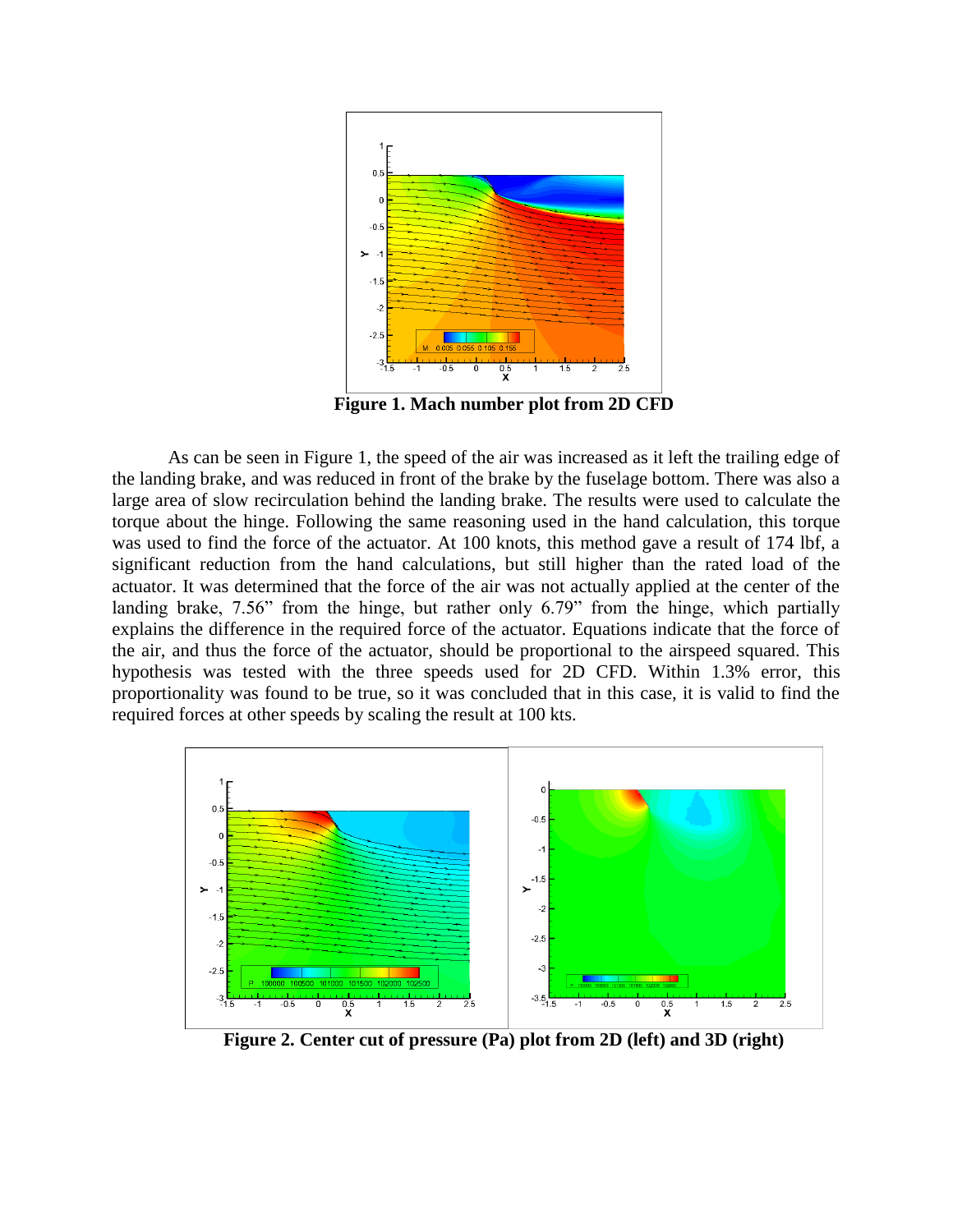**Figure 1. Mach number plot from 2D CFD**

As can be seen in Figure 1, the speed of the air was increased as it left the trailing edge of the landing brake, and was reduced in front of the brake by the fuselage bottom. There was also a large area of slow recirculation behind the landing brake. The results were used to calculate the torque about the hinge. Following the same reasoning used in the hand calculation, this torque was used to find the force of the actuator. At 100 knots, this method gave a result of 174 lbf, a significant reduction from the hand calculations, but still higher than the rated load of the actuator. It was determined that the force of the air was not actually applied at the center of the landing brake, 7.56" from the hinge, but rather only 6.79" from the hinge, which partially explains the difference in the required force of the actuator. Equations indicate that the force of the air, and thus the force of the actuator, should be proportional to the airspeed squared. This hypothesis was tested with the three speeds used for 2D CFD. Within 1.3% error, this proportionality was found to be true, so it was concluded that in this case, it is valid to find the required forces at other speeds by scaling the result at 100 kts.

**Figure 2. Center cut of pressure (Pa) plot from 2D (left) and 3D (right)**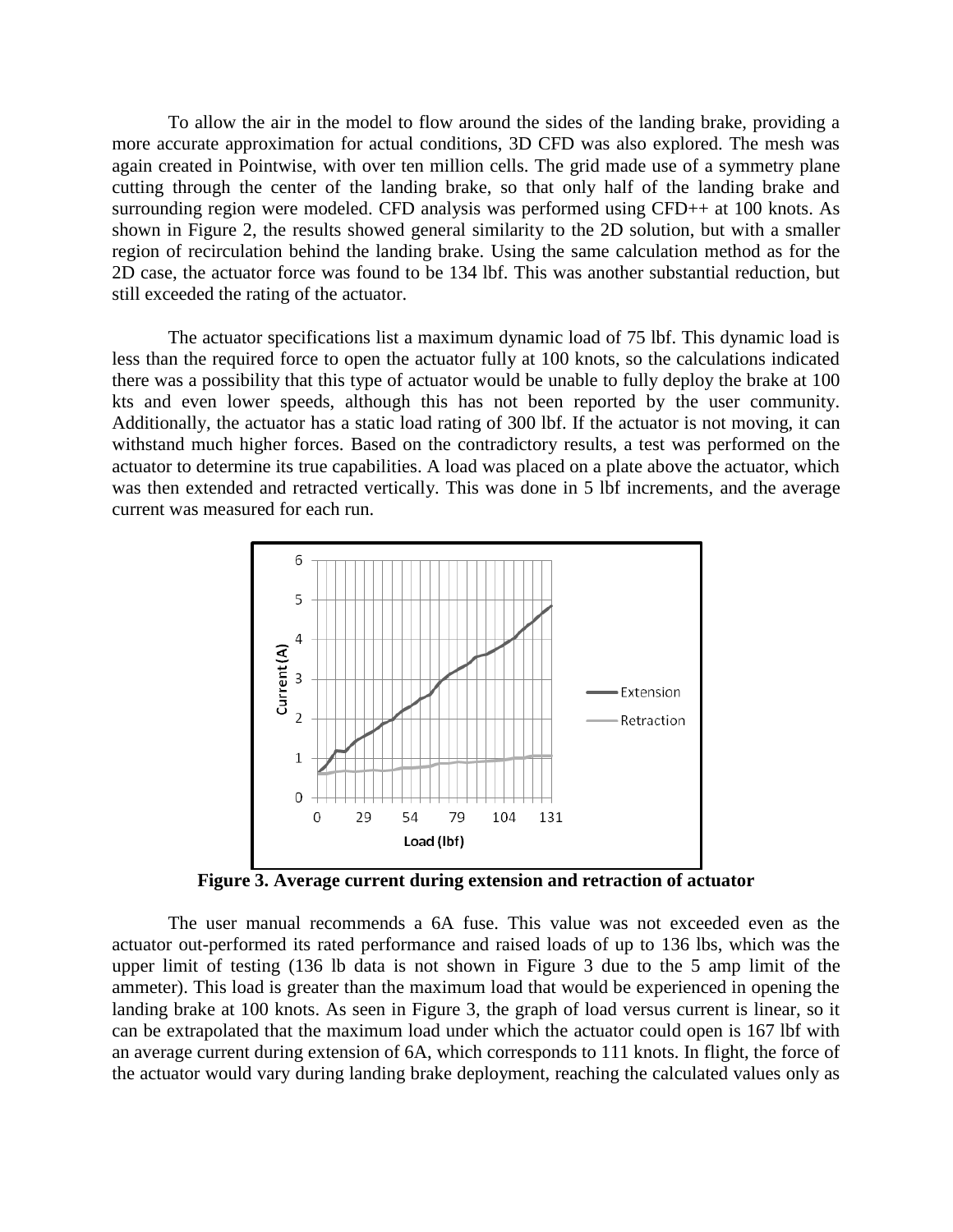To allow the air in the model to flow around the sides of the landing brake, providing a more accurate approximation for actual conditions, 3D CFD was also explored. The mesh was again created in Pointwise, with over ten million cells. The grid made use of a symmetry plane cutting through the center of the landing brake, so that only half of the landing brake and surrounding region were modeled. CFD analysis was performed using CFD++ at 100 knots. As shown in Figure 2, the results showed general similarity to the 2D solution, but with a smaller region of recirculation behind the landing brake. Using the same calculation method as for the 2D case, the actuator force was found to be 134 lbf. This was another substantial reduction, but still exceeded the rating of the actuator.

The actuator specifications list a maximum dynamic load of 75 lbf. This dynamic load is less than the required force to open the actuator fully at 100 knots, so the calculations indicated there was a possibility that this type of actuator would be unable to fully deploy the brake at 100 kts and even lower speeds, although this has not been reported by the user community. Additionally, the actuator has a static load rating of 300 lbf. If the actuator is not moving, it can withstand much higher forces. Based on the contradictory results, a test was performed on the actuator to determine its true capabilities. A load was placed on a plate above the actuator, which was then extended and retracted vertically. This was done in 5 lbf increments, and the average current was measured for each run.

**Figure 3. Average current during extension and retraction of actuator**

The user manual recommends a 6A fuse. This value was not exceeded even as the actuator out-performed its rated performance and raised loads of up to 136 lbs, which was the upper limit of testing (136 lb data is not shown in Figure 3 due to the 5 amp limit of the ammeter). This load is greater than the maximum load that would be experienced in opening the landing brake at 100 knots. As seen in Figure 3, the graph of load versus current is linear, so it can be extrapolated that the maximum load under which the actuator could open is 167 lbf with an average current during extension of 6A, which corresponds to 111 knots. In flight, the force of the actuator would vary during landing brake deployment, reaching the calculated values only as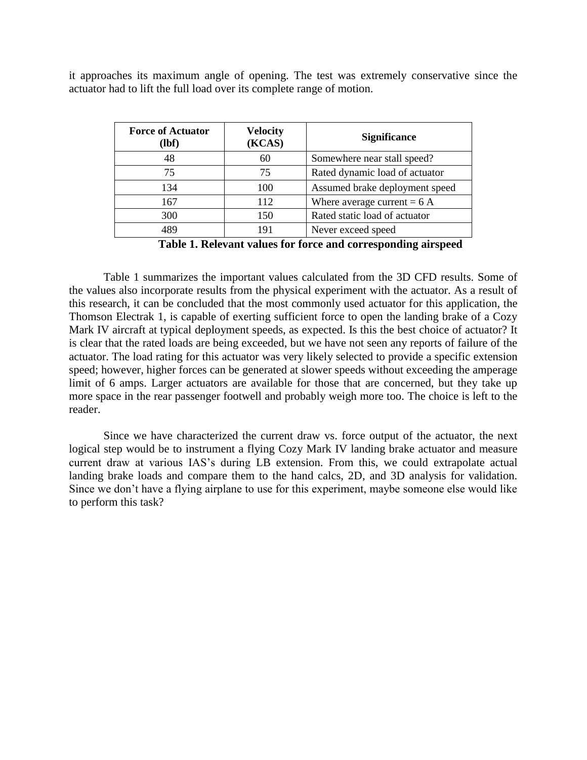it approaches its maximum angle of opening. The test was extremely conservative since the actuator had to lift the full load over its complete range of motion.

| Force of Actuator (lbf) | Velocity (KCAS) | Significance |
|---|---|---|
| 48 | 60 | Somewhere near stall speed? |
| 75 | 75 | Rated dynamic load of actuator |
| 134 | 100 | Assumed brake deployment speed |
| 167 | 112 | Where average current = 6 A |
| 300 | 150 | Rated static load of actuator |
| 489 | 191 | Never exceed speed |

**Table 1. Relevant values for force and corresponding airspeed**

Table 1 summarizes the important values calculated from the 3D CFD results. Some of the values also incorporate results from the physical experiment with the actuator. As a result of this research, it can be concluded that the most commonly used actuator for this application, the Thomson Electrak 1, is capable of exerting sufficient force to open the landing brake of a Cozy Mark IV aircraft at typical deployment speeds, as expected. Is this the best choice of actuator? It is clear that the rated loads are being exceeded, but we have not seen any reports of failure of the actuator. The load rating for this actuator was very likely selected to provide a specific extension speed; however, higher forces can be generated at slower speeds without exceeding the amperage limit of 6 amps. Larger actuators are available for those that are concerned, but they take up more space in the rear passenger footwell and probably weigh more too. The choice is left to the reader.

Since we have characterized the current draw vs. force output of the actuator, the next logical step would be to instrument a flying Cozy Mark IV landing brake actuator and measure current draw at various IAS's during LB extension. From this, we could extrapolate actual landing brake loads and compare them to the hand calcs, 2D, and 3D analysis for validation. Since we don't have a flying airplane to use for this experiment, maybe someone else would like to perform this task?